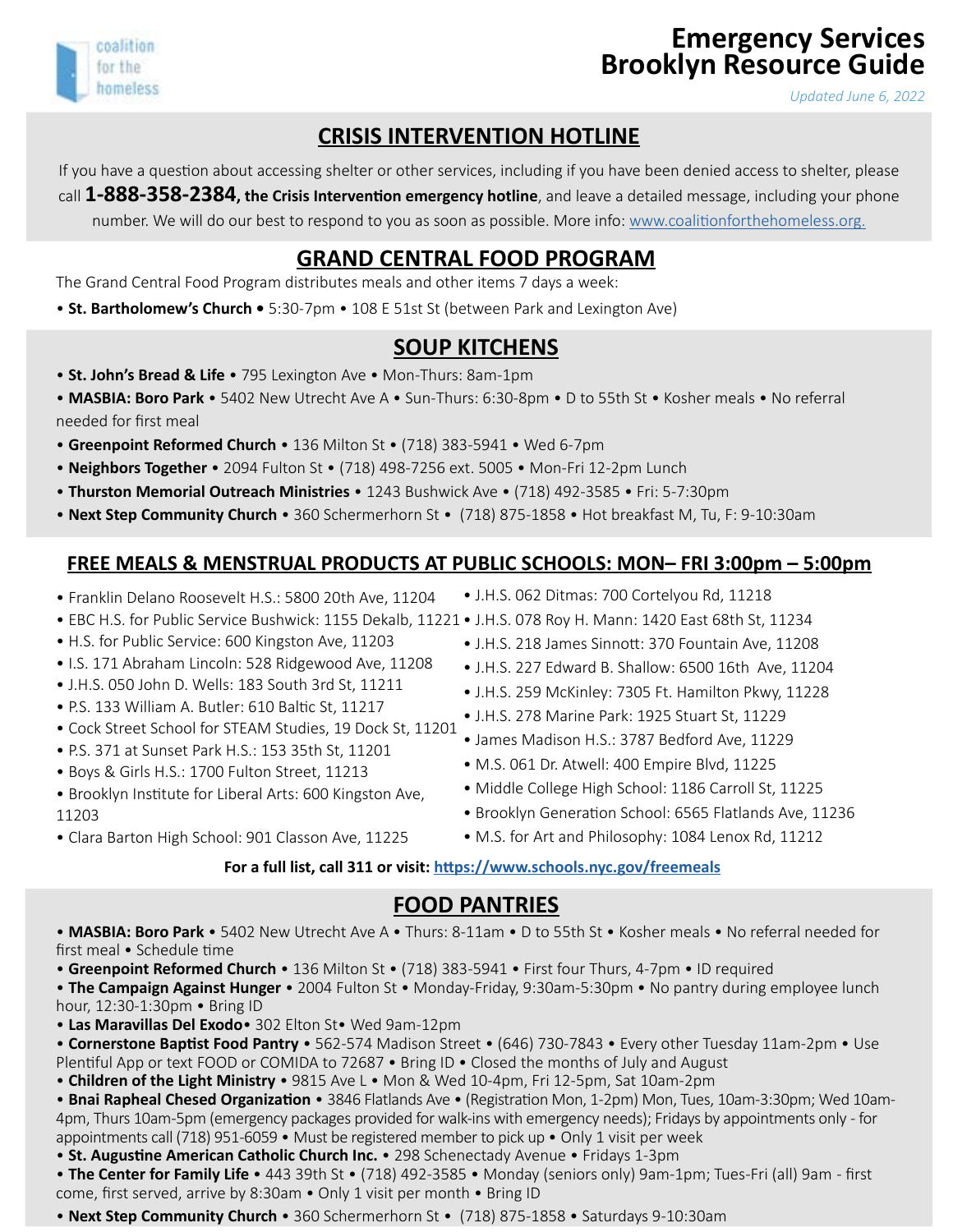# Emergency Services Brooklyn Resource Guide

*Updated June 6, 2022*

## CRISIS INTERVENTION HOTLINE

If you have a question about accessing shelter or other services, including if you have been denied access to shelter, please call **1-888-358-2384, the Crisis Intervention emergency hotline**, and leave a detailed message, including your phone number. We will do our best to respond to you as soon as possible. More info: www.coalitionforthehomeless.org.

## GRAND CENTRAL FOOD PROGRAM

The Grand Central Food Program distributes meals and other items 7 days a week:

- **St. Bartholomew's Church •** 5:30-7pm • 108 E 51st St (between Park and Lexington Ave)

## SOUP KITCHENS

- **St. John's Bread & Life** • 795 Lexington Ave • Mon-Thurs: 8am-1pm
- **MASBIA: Boro Park** • 5402 New Utrecht Ave A • Sun-Thurs: 6:30-8pm • D to 55th St • Kosher meals • No referral needed for first meal
- **Greenpoint Reformed Church** • 136 Milton St • (718) 383-5941 • Wed 6-7pm
- **Neighbors Together** • 2094 Fulton St • (718) 498-7256 ext. 5005 • Mon-Fri 12-2pm Lunch
- **Thurston Memorial Outreach Ministries** • 1243 Bushwick Ave • (718) 492-3585 • Fri: 5-7:30pm
- **Next Step Community Church** • 360 Schermerhorn St • (718) 875-1858 • Hot breakfast M, Tu, F: 9-10:30am

## FREE MEALS & MENSTRUAL PRODUCTS AT PUBLIC SCHOOLS: MON– FRI 3:00pm – 5:00pm

- Franklin Delano Roosevelt H.S.: 5800 20th Ave, 11204
- EBC H.S. for Public Service Bushwick: 1155 Dekalb, 11221
- H.S. for Public Service: 600 Kingston Ave, 11203
- I.S. 171 Abraham Lincoln: 528 Ridgewood Ave, 11208
- J.H.S. 050 John D. Wells: 183 South 3rd St, 11211
- P.S. 133 William A. Butler: 610 Baltic St, 11217
- Cock Street School for STEAM Studies, 19 Dock St, 11201
- P.S. 371 at Sunset Park H.S.: 153 35th St, 11201
- Boys & Girls H.S.: 1700 Fulton Street, 11213
- Brooklyn Institute for Liberal Arts: 600 Kingston Ave, 11203
- Clara Barton High School: 901 Classon Ave, 11225
- J.H.S. 062 Ditmas: 700 Cortelyou Rd, 11218
- J.H.S. 078 Roy H. Mann: 1420 East 68th St, 11234
- J.H.S. 218 James Sinnott: 370 Fountain Ave, 11208
- J.H.S. 227 Edward B. Shallow: 6500 16th Ave, 11204
- J.H.S. 259 McKinley: 7305 Ft. Hamilton Pkwy, 11228
- J.H.S. 278 Marine Park: 1925 Stuart St, 11229
- James Madison H.S.: 3787 Bedford Ave, 11229
- M.S. 061 Dr. Atwell: 400 Empire Blvd, 11225
- Middle College High School: 1186 Carroll St, 11225
- Brooklyn Generation School: 6565 Flatlands Ave, 11236
- M.S. for Art and Philosophy: 1084 Lenox Rd, 11212

**For a full list, call 311 or visit: https://www.schools.nyc.gov/freemeals**

## FOOD PANTRIES

- **MASBIA: Boro Park** • 5402 New Utrecht Ave A • Thurs: 8-11am • D to 55th St • Kosher meals • No referral needed for first meal • Schedule time
- **Greenpoint Reformed Church** • 136 Milton St • (718) 383-5941 • First four Thurs, 4-7pm • ID required
- **The Campaign Against Hunger** • 2004 Fulton St • Monday-Friday, 9:30am-5:30pm • No pantry during employee lunch hour, 12:30-1:30pm • Bring ID
- **Las Maravillas Del Exodo**• 302 Elton St• Wed 9am-12pm
- **Cornerstone Baptist Food Pantry** • 562-574 Madison Street • (646) 730-7843 • Every other Tuesday 11am-2pm • Use Plentiful App or text FOOD or COMIDA to 72687 • Bring ID • Closed the months of July and August
- **Children of the Light Ministry** • 9815 Ave L • Mon & Wed 10-4pm, Fri 12-5pm, Sat 10am-2pm
- **Bnai Rapheal Chesed Organization** • 3846 Flatlands Ave • (Registration Mon, 1-2pm) Mon, Tues, 10am-3:30pm; Wed 10am-4pm, Thurs 10am-5pm (emergency packages provided for walk-ins with emergency needs); Fridays by appointments only - for appointments call (718) 951-6059 • Must be registered member to pick up • Only 1 visit per week
- **St. Augustine American Catholic Church Inc.** • 298 Schenectady Avenue • Fridays 1-3pm
- **The Center for Family Life** • 443 39th St • (718) 492-3585 • Monday (seniors only) 9am-1pm; Tues-Fri (all) 9am - first come, first served, arrive by 8:30am • Only 1 visit per month • Bring ID
- **Next Step Community Church** • 360 Schermerhorn St • (718) 875-1858 • Saturdays 9-10:30am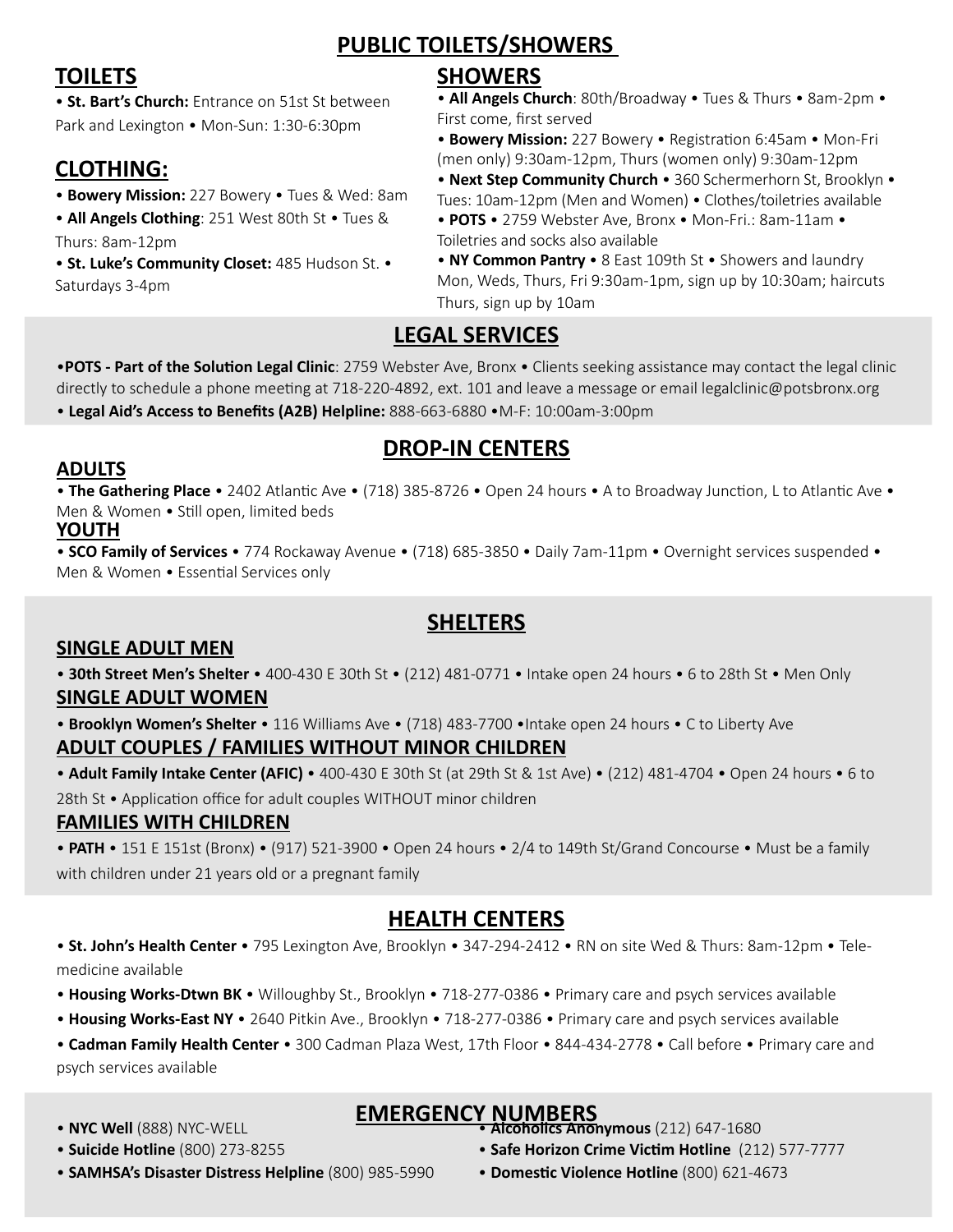# PUBLIC TOILETS/SHOWERS

## TOILETS

- **St. Bart's Church:** Entrance on 51st St between Park and Lexington • Mon-Sun: 1:30-6:30pm

## CLOTHING:

- **Bowery Mission:** 227 Bowery • Tues & Wed: 8am
- **All Angels Clothing**: 251 West 80th St • Tues & Thurs: 8am-12pm
- **St. Luke's Community Closet:** 485 Hudson St. • Saturdays 3-4pm

## SHOWERS

- **All Angels Church**: 80th/Broadway • Tues & Thurs • 8am-2pm • First come, first served
- **Bowery Mission:** 227 Bowery • Registration 6:45am • Mon-Fri (men only) 9:30am-12pm, Thurs (women only) 9:30am-12pm
- **Next Step Community Church** • 360 Schermerhorn St, Brooklyn • Tues: 10am-12pm (Men and Women) • Clothes/toiletries available
- **POTS** • 2759 Webster Ave, Bronx • Mon-Fri.: 8am-11am • Toiletries and socks also available
- **NY Common Pantry** • 8 East 109th St • Showers and laundry Mon, Weds, Thurs, Fri 9:30am-1pm, sign up by 10:30am; haircuts Thurs, sign up by 10am

# LEGAL SERVICES

- **POTS - Part of the Solution Legal Clinic**: 2759 Webster Ave, Bronx • Clients seeking assistance may contact the legal clinic directly to schedule a phone meeting at 718-220-4892, ext. 101 and leave a message or email legalclinic@potsbronx.org
- **Legal Aid's Access to Benefits (A2B) Helpline:** 888-663-6880 •M-F: 10:00am-3:00pm

# DROP-IN CENTERS

## ADULTS

- **The Gathering Place** • 2402 Atlantic Ave • (718) 385-8726 • Open 24 hours • A to Broadway Junction, L to Atlantic Ave • Men & Women • Still open, limited beds

## YOUTH

- **SCO Family of Services** • 774 Rockaway Avenue • (718) 685-3850 • Daily 7am-11pm • Overnight services suspended • Men & Women • Essential Services only

# SHELTERS

## SINGLE ADULT MEN

- **30th Street Men's Shelter** • 400-430 E 30th St • (212) 481-0771 • Intake open 24 hours • 6 to 28th St • Men Only

## SINGLE ADULT WOMEN

- **Brooklyn Women's Shelter** • 116 Williams Ave • (718) 483-7700 •Intake open 24 hours • C to Liberty Ave

## ADULT COUPLES / FAMILIES WITHOUT MINOR CHILDREN

- **Adult Family Intake Center (AFIC)** • 400-430 E 30th St (at 29th St & 1st Ave) • (212) 481-4704 • Open 24 hours • 6 to 28th St • Application office for adult couples WITHOUT minor children

## FAMILIES WITH CHILDREN

- **PATH** • 151 E 151st (Bronx) • (917) 521-3900 • Open 24 hours • 2/4 to 149th St/Grand Concourse • Must be a family with children under 21 years old or a pregnant family

# HEALTH CENTERS

- **St. John's Health Center** • 795 Lexington Ave, Brooklyn • 347-294-2412 • RN on site Wed & Thurs: 8am-12pm • Tele-medicine available
- **Housing Works-Dtwn BK** • Willoughby St., Brooklyn • 718-277-0386 • Primary care and psych services available
- **Housing Works-East NY** • 2640 Pitkin Ave., Brooklyn • 718-277-0386 • Primary care and psych services available
- **Cadman Family Health Center** • 300 Cadman Plaza West, 17th Floor • 844-434-2778 • Call before • Primary care and psych services available

# EMERGENCY NUMBERS

- **NYC Well** (888) NYC-WELL
- **Suicide Hotline** (800) 273-8255
- **SAMHSA's Disaster Distress Helpline** (800) 985-5990
- **Alcoholics Anonymous** (212) 647-1680
- **Safe Horizon Crime Victim Hotline** (212) 577-7777
- **Domestic Violence Hotline** (800) 621-4673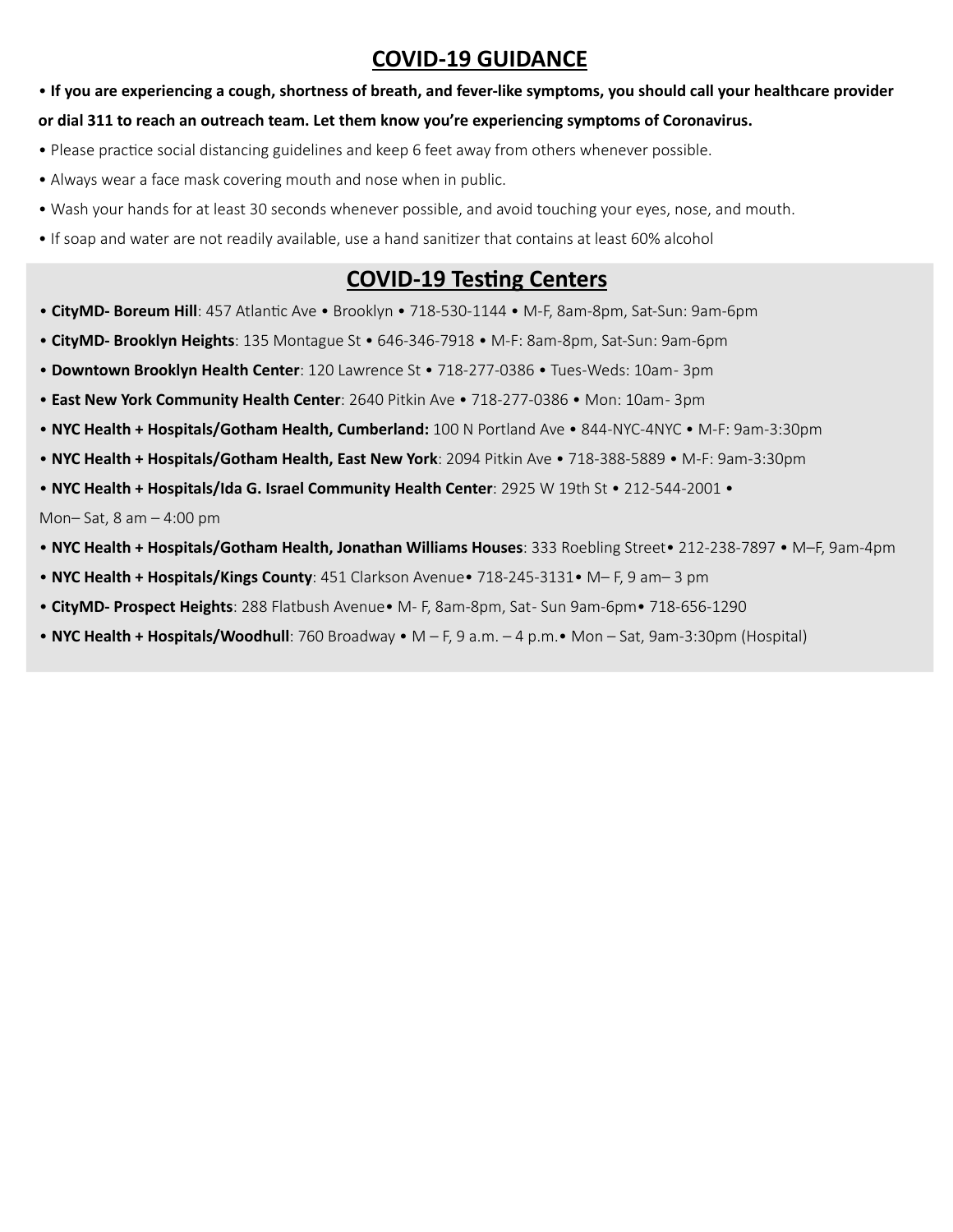## COVID-19 GUIDANCE

- **If you are experiencing a cough, shortness of breath, and fever-like symptoms, you should call your healthcare provider or dial 311 to reach an outreach team. Let them know you're experiencing symptoms of Coronavirus.**
- Please practice social distancing guidelines and keep 6 feet away from others whenever possible.
- Always wear a face mask covering mouth and nose when in public.
- Wash your hands for at least 30 seconds whenever possible, and avoid touching your eyes, nose, and mouth.
- If soap and water are not readily available, use a hand sanitizer that contains at least 60% alcohol

## COVID-19 Testing Centers

- **CityMD- Boreum Hill**: 457 Atlantic Ave • Brooklyn • 718-530-1144 • M-F, 8am-8pm, Sat-Sun: 9am-6pm
- **CityMD- Brooklyn Heights**: 135 Montague St • 646-346-7918 • M-F: 8am-8pm, Sat-Sun: 9am-6pm
- **Downtown Brooklyn Health Center**: 120 Lawrence St • 718-277-0386 • Tues-Weds: 10am- 3pm
- **East New York Community Health Center**: 2640 Pitkin Ave • 718-277-0386 • Mon: 10am- 3pm
- **NYC Health + Hospitals/Gotham Health, Cumberland:** 100 N Portland Ave • 844-NYC-4NYC • M-F: 9am-3:30pm
- **NYC Health + Hospitals/Gotham Health, East New York**: 2094 Pitkin Ave • 718-388-5889 • M-F: 9am-3:30pm
- **NYC Health + Hospitals/Ida G. Israel Community Health Center**: 2925 W 19th St • 212-544-2001 • Mon– Sat, 8 am – 4:00 pm
- **NYC Health + Hospitals/Gotham Health, Jonathan Williams Houses**: 333 Roebling Street• 212-238-7897 • M–F, 9am-4pm
- **NYC Health + Hospitals/Kings County**: 451 Clarkson Avenue• 718-245-3131• M– F, 9 am– 3 pm
- **CityMD- Prospect Heights**: 288 Flatbush Avenue• M- F, 8am-8pm, Sat- Sun 9am-6pm• 718-656-1290
- **NYC Health + Hospitals/Woodhull**: 760 Broadway • M – F, 9 a.m. – 4 p.m.• Mon – Sat, 9am-3:30pm (Hospital)